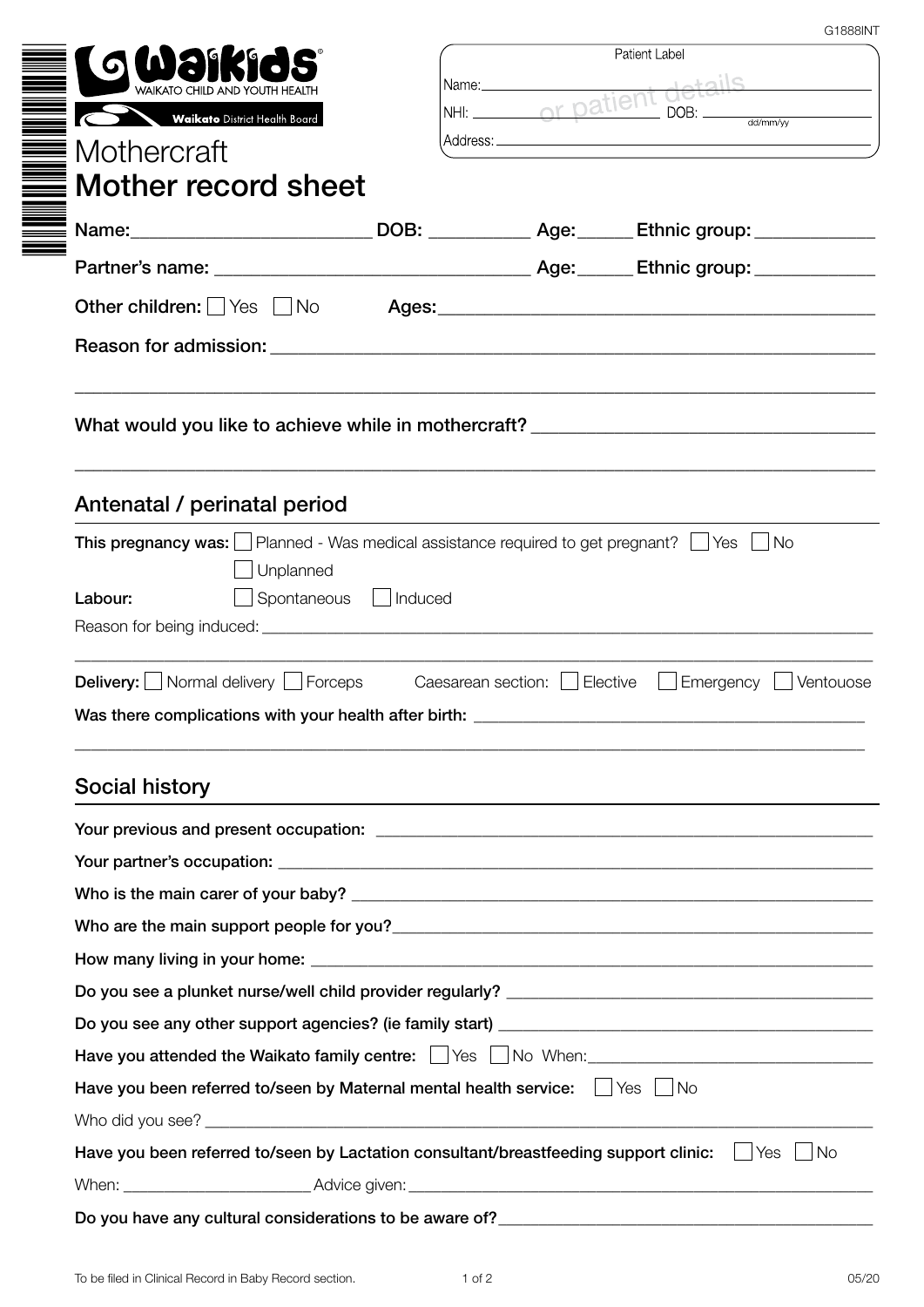G1888INT

**Waikids**
WAIKATO CHILD AND YOUTH HEALTH
**Waikato** District Health Board

| Patient Label |
| --- |
| Name: |
| NHI: or patient details DOB: dd/mm/yy |
| Address: |

# Mothercraft
# Mother record sheet

**Name:**\_\_\_\_\_\_\_\_\_\_\_\_\_\_\_\_\_\_\_\_\_\_\_\_ **DOB:** \_\_\_\_\_\_\_\_\_\_ **Age:**\_\_\_\_\_ **Ethnic group:** \_\_\_\_\_\_\_\_\_\_\_\_

**Partner's name:** \_\_\_\_\_\_\_\_\_\_\_\_\_\_\_\_\_\_\_\_\_\_\_\_\_\_\_\_\_\_\_\_ **Age:**\_\_\_\_\_ **Ethnic group:** \_\_\_\_\_\_\_\_\_\_\_\_

**Other children:** ☐ Yes ☐ No **Ages:**\_\_\_\_\_\_\_\_\_\_\_\_\_\_\_\_\_\_\_\_\_\_\_\_\_\_\_\_\_\_\_\_\_\_\_\_\_\_\_\_\_\_\_\_

**Reason for admission:** \_\_\_\_\_\_\_\_\_\_\_\_\_\_\_\_\_\_\_\_\_\_\_\_\_\_\_\_\_\_\_\_\_\_\_\_\_\_\_\_\_\_\_\_\_\_\_\_\_\_\_\_\_\_\_\_\_\_\_\_

\_\_\_\_\_\_\_\_\_\_\_\_\_\_\_\_\_\_\_\_\_\_\_\_\_\_\_\_\_\_\_\_\_\_\_\_\_\_\_\_\_\_\_\_\_\_\_\_\_\_\_\_\_\_\_\_\_\_\_\_\_\_\_\_\_\_\_\_\_\_\_\_\_\_\_\_\_\_\_\_\_\_\_\_

**What would you like to achieve while in mothercraft?** \_\_\_\_\_\_\_\_\_\_\_\_\_\_\_\_\_\_\_\_\_\_\_\_\_\_\_\_\_\_\_\_\_\_\_\_

\_\_\_\_\_\_\_\_\_\_\_\_\_\_\_\_\_\_\_\_\_\_\_\_\_\_\_\_\_\_\_\_\_\_\_\_\_\_\_\_\_\_\_\_\_\_\_\_\_\_\_\_\_\_\_\_\_\_\_\_\_\_\_\_\_\_\_\_\_\_\_\_\_\_\_\_\_\_\_\_\_\_\_\_

## Antenatal / perinatal period

**This pregnancy was:** ☐ Planned - Was medical assistance required to get pregnant? ☐ Yes ☐ No
☐ Unplanned

**Labour:** ☐ Spontaneous ☐ Induced

Reason for being induced: \_\_\_\_\_\_\_\_\_\_\_\_\_\_\_\_\_\_\_\_\_\_\_\_\_\_\_\_\_\_\_\_\_\_\_\_\_\_\_\_\_\_\_\_\_\_\_\_\_\_\_\_\_\_\_\_\_\_\_\_\_\_\_\_\_\_

\_\_\_\_\_\_\_\_\_\_\_\_\_\_\_\_\_\_\_\_\_\_\_\_\_\_\_\_\_\_\_\_\_\_\_\_\_\_\_\_\_\_\_\_\_\_\_\_\_\_\_\_\_\_\_\_\_\_\_\_\_\_\_\_\_\_\_\_\_\_\_\_\_\_\_\_\_\_\_\_\_\_\_\_

**Delivery:** ☐ Normal delivery ☐ Forceps Caesarean section: ☐ Elective ☐ Emergency ☐ Ventouose

**Was there complications with your health after birth:** \_\_\_\_\_\_\_\_\_\_\_\_\_\_\_\_\_\_\_\_\_\_\_\_\_\_\_\_\_\_\_\_\_\_\_\_\_\_\_\_\_\_

\_\_\_\_\_\_\_\_\_\_\_\_\_\_\_\_\_\_\_\_\_\_\_\_\_\_\_\_\_\_\_\_\_\_\_\_\_\_\_\_\_\_\_\_\_\_\_\_\_\_\_\_\_\_\_\_\_\_\_\_\_\_\_\_\_\_\_\_\_\_\_\_\_\_\_\_\_\_\_\_\_\_\_\_

## Social history

**Your previous and present occupation:** \_\_\_\_\_\_\_\_\_\_\_\_\_\_\_\_\_\_\_\_\_\_\_\_\_\_\_\_\_\_\_\_\_\_\_\_\_\_\_\_\_\_\_\_\_\_\_\_\_\_\_

**Your partner's occupation:** \_\_\_\_\_\_\_\_\_\_\_\_\_\_\_\_\_\_\_\_\_\_\_\_\_\_\_\_\_\_\_\_\_\_\_\_\_\_\_\_\_\_\_\_\_\_\_\_\_\_\_\_\_\_\_\_\_\_\_\_

**Who is the main carer of your baby?** \_\_\_\_\_\_\_\_\_\_\_\_\_\_\_\_\_\_\_\_\_\_\_\_\_\_\_\_\_\_\_\_\_\_\_\_\_\_\_\_\_\_\_\_\_\_\_\_\_\_\_\_\_

**Who are the main support people for you?**\_\_\_\_\_\_\_\_\_\_\_\_\_\_\_\_\_\_\_\_\_\_\_\_\_\_\_\_\_\_\_\_\_\_\_\_\_\_\_\_\_\_\_\_\_\_\_\_\_

**How many living in your home:** \_\_\_\_\_\_\_\_\_\_\_\_\_\_\_\_\_\_\_\_\_\_\_\_\_\_\_\_\_\_\_\_\_\_\_\_\_\_\_\_\_\_\_\_\_\_\_\_\_\_\_\_\_\_\_\_\_

**Do you see a plunket nurse/well child provider regularly?** \_\_\_\_\_\_\_\_\_\_\_\_\_\_\_\_\_\_\_\_\_\_\_\_\_\_\_\_\_\_\_\_\_\_\_\_\_

**Do you see any other support agencies? (ie family start)** \_\_\_\_\_\_\_\_\_\_\_\_\_\_\_\_\_\_\_\_\_\_\_\_\_\_\_\_\_\_\_\_\_\_\_\_\_

**Have you attended the Waikato family centre:** ☐ Yes ☐ No When:\_\_\_\_\_\_\_\_\_\_\_\_\_\_\_\_\_\_\_\_\_\_\_\_\_\_\_\_\_\_

**Have you been referred to/seen by Maternal mental health service:** ☐ Yes ☐ No

Who did you see? \_\_\_\_\_\_\_\_\_\_\_\_\_\_\_\_\_\_\_\_\_\_\_\_\_\_\_\_\_\_\_\_\_\_\_\_\_\_\_\_\_\_\_\_\_\_\_\_\_\_\_\_\_\_\_\_\_\_\_\_\_\_\_\_\_\_\_\_\_\_\_\_

**Have you been referred to/seen by Lactation consultant/breastfeeding support clinic:** ☐ Yes ☐ No

When: \_\_\_\_\_\_\_\_\_\_\_\_\_\_\_\_\_\_\_\_ Advice given: \_\_\_\_\_\_\_\_\_\_\_\_\_\_\_\_\_\_\_\_\_\_\_\_\_\_\_\_\_\_\_\_\_\_\_\_\_\_\_\_\_\_\_\_\_\_\_\_\_\_

**Do you have any cultural considerations to be aware of?**\_\_\_\_\_\_\_\_\_\_\_\_\_\_\_\_\_\_\_\_\_\_\_\_\_\_\_\_\_\_\_\_\_\_\_\_\_\_\_

To be filed in Clinical Record in Baby Record section. 05/20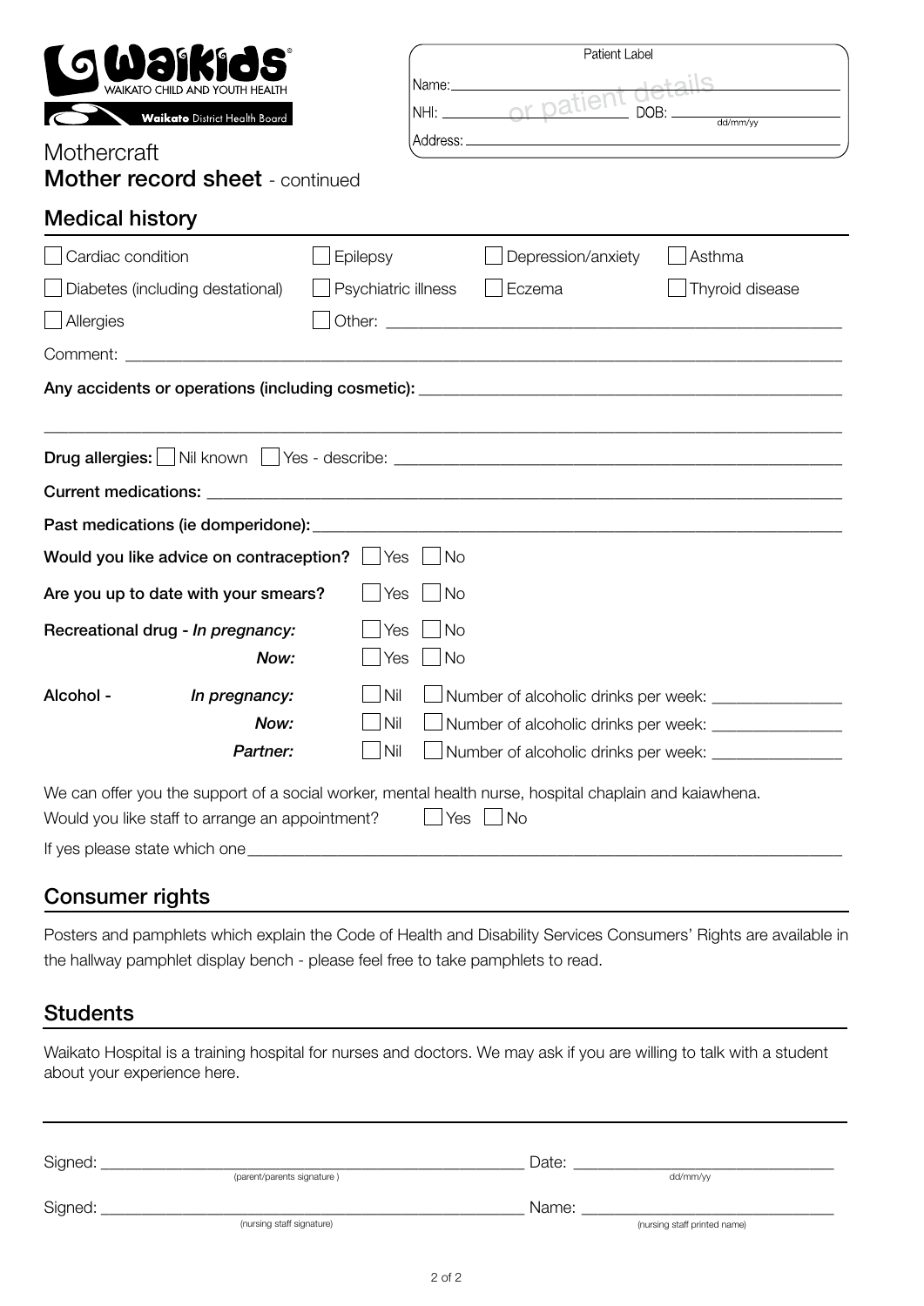Waikids®
WAIKATO CHILD AND YOUTH HEALTH
Waikato District Health Board

Patient Label

Name: ______________________________
NHI: ______________ or patient details DOB: ______________ (dd/mm/yy)
Address: ______________________________

Mothercraft
**Mother record sheet** - continued

## Medical history

☐ Cardiac condition ☐ Epilepsy ☐ Depression/anxiety ☐ Asthma

☐ Diabetes (including destational) ☐ Psychiatric illness ☐ Eczema ☐ Thyroid disease

☐ Allergies ☐ Other: ______________________________

Comment: ______________________________

**Any accidents or operations (including cosmetic):** ______________________________

______________________________

**Drug allergies:** ☐ Nil known ☐ Yes - describe: ______________________________

**Current medications:** ______________________________

**Past medications (ie domperidone):** ______________________________

**Would you like advice on contraception?** ☐ Yes ☐ No

**Are you up to date with your smears?** ☐ Yes ☐ No

**Recreational drug** - ***In pregnancy:*** ☐ Yes ☐ No

***Now:*** ☐ Yes ☐ No

**Alcohol** - ***In pregnancy:*** ☐ Nil ☐ Number of alcoholic drinks per week: ______________

***Now:*** ☐ Nil ☐ Number of alcoholic drinks per week: ______________

***Partner:*** ☐ Nil ☐ Number of alcoholic drinks per week: ______________

We can offer you the support of a social worker, mental health nurse, hospital chaplain and kaiawhena.
Would you like staff to arrange an appointment? ☐ Yes ☐ No

If yes please state which one ______________________________

## Consumer rights

Posters and pamphlets which explain the Code of Health and Disability Services Consumers' Rights are available in the hallway pamphlet display bench - please feel free to take pamphlets to read.

## Students

Waikato Hospital is a training hospital for nurses and doctors. We may ask if you are willing to talk with a student about your experience here.

Signed: ______________________________ (parent/parents signature) Date: ______________ (dd/mm/yy)

Signed: ______________________________ (nursing staff signature) Name: ______________ (nursing staff printed name)